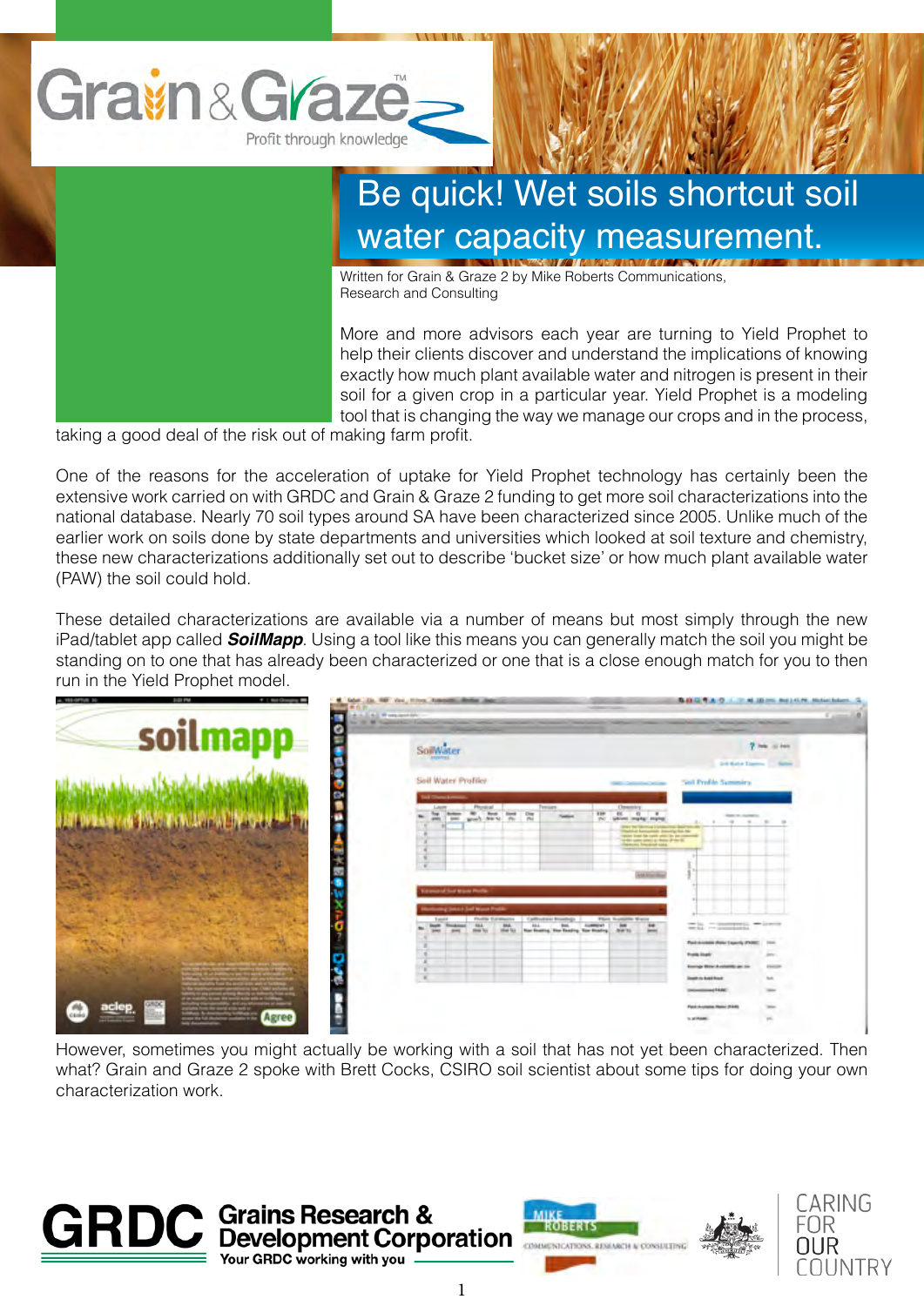# Be quick! Wet soils shortcut soil water capacity measurement.

Written for Grain & Graze 2 by Mike Roberts Communications, Research and Consulting

More and more advisors each year are turning to Yield Prophet to help their clients discover and understand the implications of knowing exactly how much plant available water and nitrogen is present in their soil for a given crop in a particular year. Yield Prophet is a modeling tool that is changing the way we manage our crops and in the process, taking a good deal of the risk out of making farm profit.

One of the reasons for the acceleration of uptake for Yield Prophet technology has certainly been the extensive work carried on with GRDC and Grain & Graze 2 funding to get more soil characterizations into the national database. Nearly 70 soil types around SA have been characterized since 2005. Unlike much of the earlier work on soils done by state departments and universities which looked at soil texture and chemistry, these new characterizations additionally set out to describe 'bucket size' or how much plant available water (PAW) the soil could hold.

These detailed characterizations are available via a number of means but most simply through the new iPad/tablet app called ***SoilMapp***. Using a tool like this means you can generally match the soil you might be standing on to one that has already been characterized or one that is a close enough match for you to then run in the Yield Prophet model.

However, sometimes you might actually be working with a soil that has not yet been characterized. Then what? Grain and Graze 2 spoke with Brett Cocks, CSIRO soil scientist about some tips for doing your own characterization work.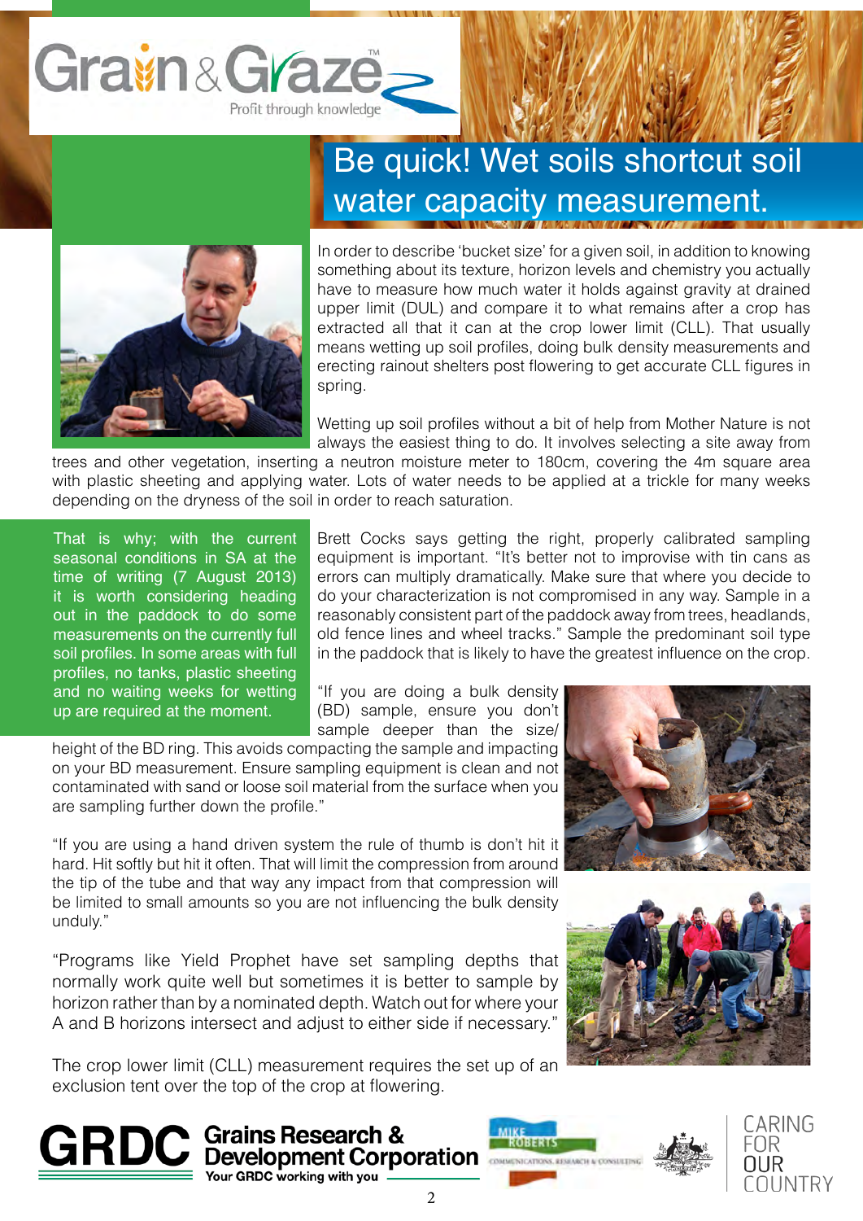# Be quick! Wet soils shortcut soil water capacity measurement.

In order to describe 'bucket size' for a given soil, in addition to knowing something about its texture, horizon levels and chemistry you actually have to measure how much water it holds against gravity at drained upper limit (DUL) and compare it to what remains after a crop has extracted all that it can at the crop lower limit (CLL). That usually means wetting up soil profiles, doing bulk density measurements and erecting rainout shelters post flowering to get accurate CLL figures in spring.

Wetting up soil profiles without a bit of help from Mother Nature is not always the easiest thing to do. It involves selecting a site away from trees and other vegetation, inserting a neutron moisture meter to 180cm, covering the 4m square area with plastic sheeting and applying water. Lots of water needs to be applied at a trickle for many weeks depending on the dryness of the soil in order to reach saturation.

That is why; with the current seasonal conditions in SA at the time of writing (7 August 2013) it is worth considering heading out in the paddock to do some measurements on the currently full soil profiles. In some areas with full profiles, no tanks, plastic sheeting and no waiting weeks for wetting up are required at the moment.

Brett Cocks says getting the right, properly calibrated sampling equipment is important. "It's better not to improvise with tin cans as errors can multiply dramatically. Make sure that where you decide to do your characterization is not compromised in any way. Sample in a reasonably consistent part of the paddock away from trees, headlands, old fence lines and wheel tracks." Sample the predominant soil type in the paddock that is likely to have the greatest influence on the crop.

"If you are doing a bulk density (BD) sample, ensure you don't sample deeper than the size/height of the BD ring. This avoids compacting the sample and impacting on your BD measurement. Ensure sampling equipment is clean and not contaminated with sand or loose soil material from the surface when you are sampling further down the profile."

"If you are using a hand driven system the rule of thumb is don't hit it hard. Hit softly but hit it often. That will limit the compression from around the tip of the tube and that way any impact from that compression will be limited to small amounts so you are not influencing the bulk density unduly."

"Programs like Yield Prophet have set sampling depths that normally work quite well but sometimes it is better to sample by horizon rather than by a nominated depth. Watch out for where your A and B horizons intersect and adjust to either side if necessary."

The crop lower limit (CLL) measurement requires the set up of an exclusion tent over the top of the crop at flowering.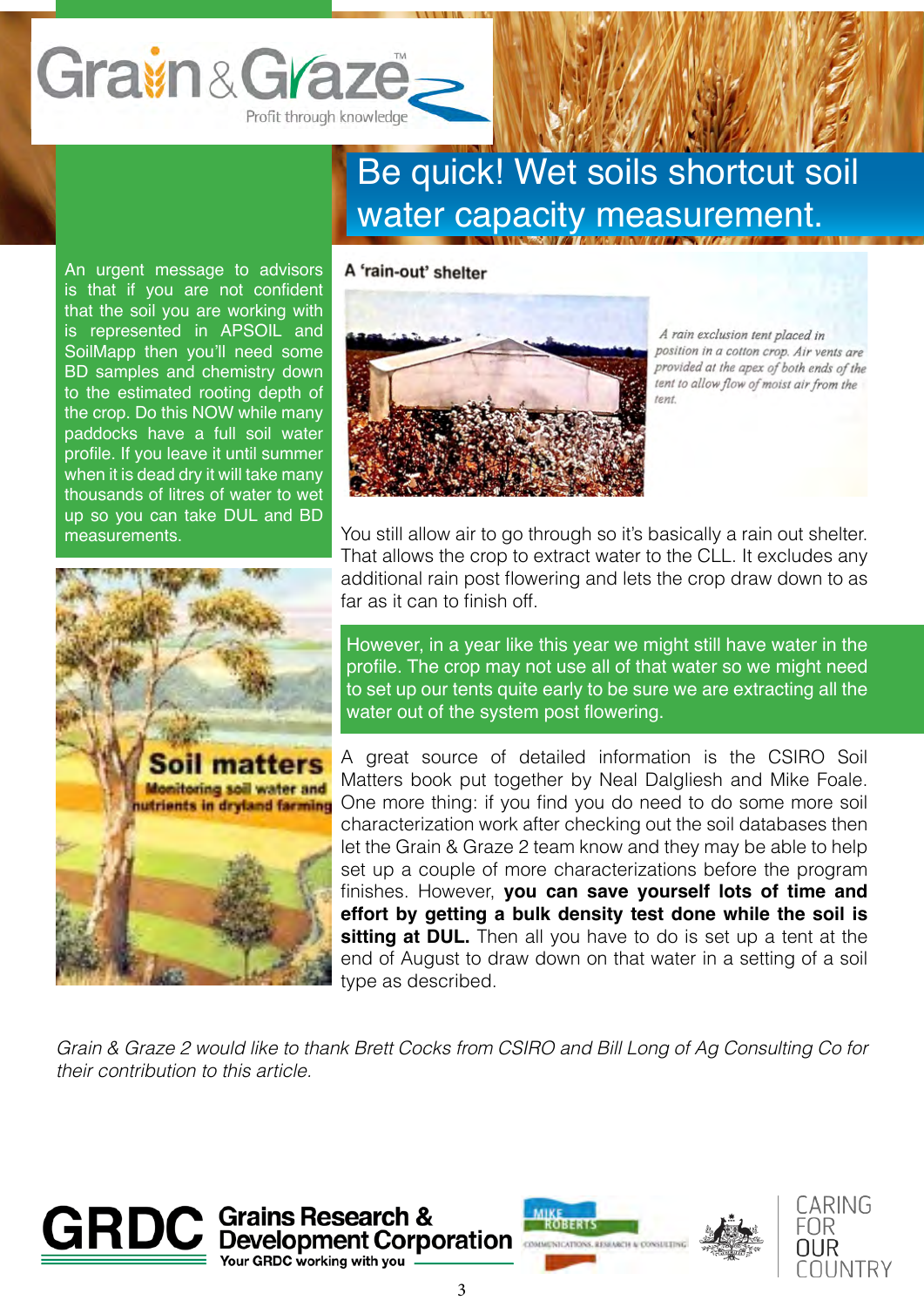# Be quick! Wet soils shortcut soil water capacity measurement.

An urgent message to advisors is that if you are not confident that the soil you are working with is represented in APSOIL and SoilMapp then you'll need some BD samples and chemistry down to the estimated rooting depth of the crop. Do this NOW while many paddocks have a full soil water profile. If you leave it until summer when it is dead dry it will take many thousands of litres of water to wet up so you can take DUL and BD measurements.

**A 'rain-out' shelter**

*A rain exclusion tent placed in position in a cotton crop. Air vents are provided at the apex of both ends of the tent to allow flow of moist air from the tent.*

You still allow air to go through so it's basically a rain out shelter. That allows the crop to extract water to the CLL. It excludes any additional rain post flowering and lets the crop draw down to as far as it can to finish off.

However, in a year like this year we might still have water in the profile. The crop may not use all of that water so we might need to set up our tents quite early to be sure we are extracting all the water out of the system post flowering.

Soil matters
Monitoring soil water and nutrients in dryland farming

A great source of detailed information is the CSIRO Soil Matters book put together by Neal Dalgliesh and Mike Foale. One more thing: if you find you do need to do some more soil characterization work after checking out the soil databases then let the Grain & Graze 2 team know and they may be able to help set up a couple of more characterizations before the program finishes. However, **you can save yourself lots of time and effort by getting a bulk density test done while the soil is sitting at DUL.** Then all you have to do is set up a tent at the end of August to draw down on that water in a setting of a soil type as described.

*Grain & Graze 2 would like to thank Brett Cocks from CSIRO and Bill Long of Ag Consulting Co for their contribution to this article.*